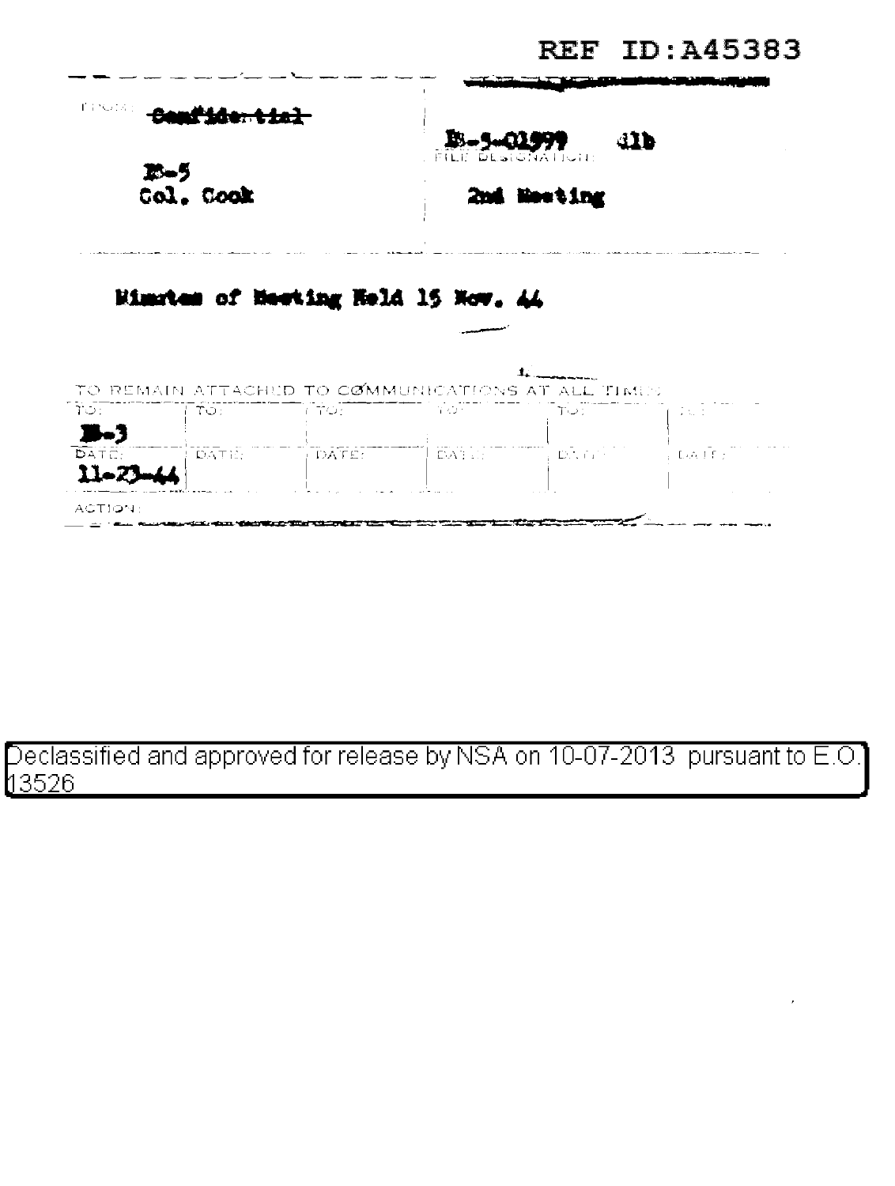REF ID:A45383

FROM: ~~Confidential~~

B-5
Col. Cook

B-5-01999 41b
FILE DESIGNATION

2nd Meeting

Minutes of Meeting Held 15 Nov. 44

TO REMAIN ATTACHED TO COMMUNICATIONS AT ALL TIMES

| TO: | TO: | TO: | TO: | TO: | TO: |
|---|---|---|---|---|---|
| B-3 | | | | | |
| DATE: | DATE: | DATE: | DATE: | DATE: | DATE: |
| 11-23-44 | | | | | |

ACTION:

Declassified and approved for release by NSA on 10-07-2013 pursuant to E.O. 13526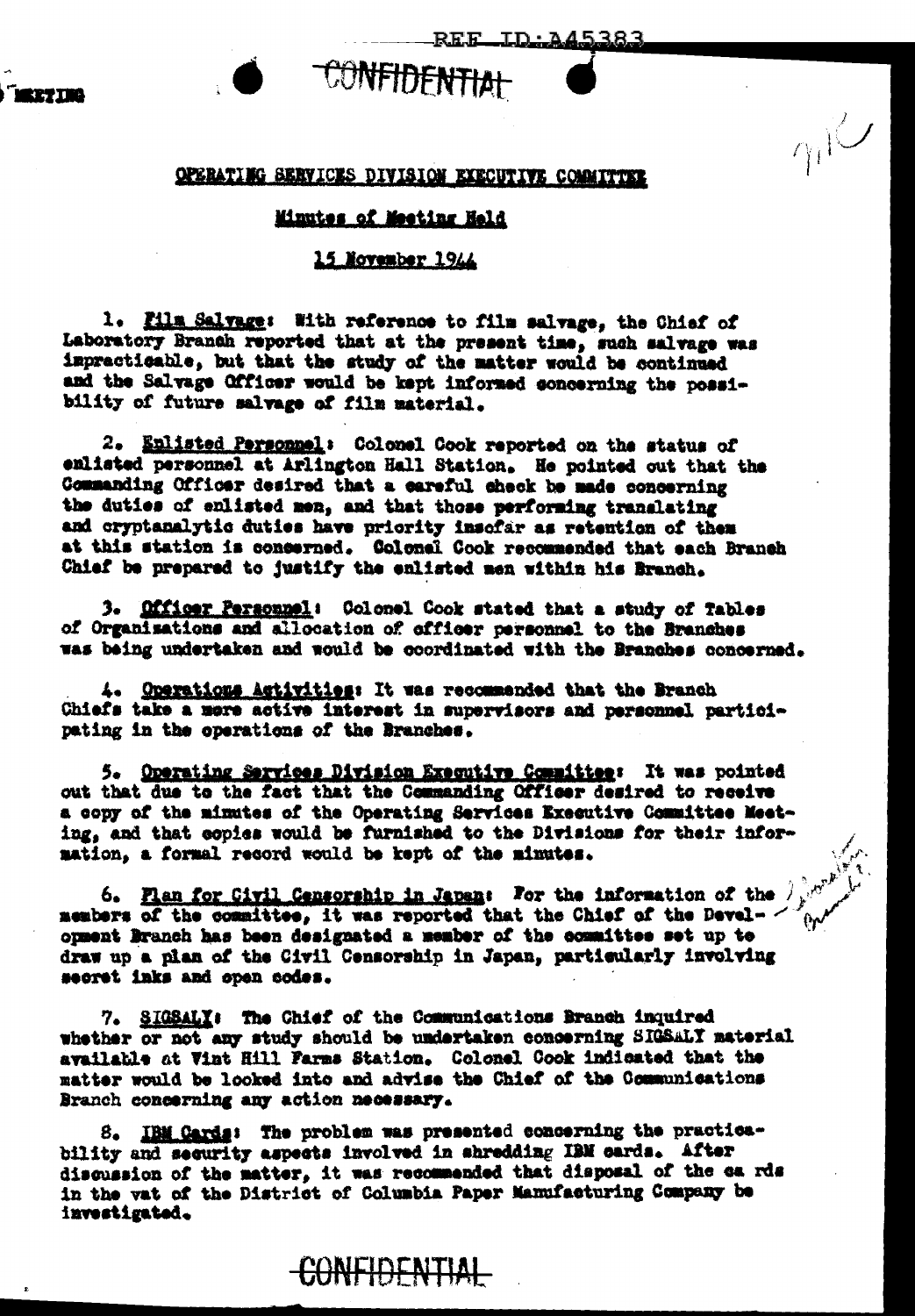CONFIDENTIAL

OPERATING SERVICES DIVISION EXECUTIVE COMMITTEE

Minutes of Meeting Held

15 November 1944

1. Film Salvage: With reference to film salvage, the Chief of Laboratory Branch reported that at the present time, such salvage was impracticable, but that the study of the matter would be continued and the Salvage Officer would be kept informed concerning the possibility of future salvage of film material.

2. Enlisted Personnel: Colonel Cook reported on the status of enlisted personnel at Arlington Hall Station. He pointed out that the Commanding Officer desired that a careful check be made concerning the duties of enlisted men, and that those performing translating and cryptanalytic duties have priority insofar as retention of them at this station is concerned. Colonel Cook recommended that each Branch Chief be prepared to justify the enlisted men within his Branch.

3. Officer Personnel: Colonel Cook stated that a study of Tables of Organizations and allocation of officer personnel to the Branches was being undertaken and would be coordinated with the Branches concerned.

4. Operations Activities: It was recommended that the Branch Chiefs take a more active interest in supervisors and personnel participating in the operations of the Branches.

5. Operating Services Division Executive Committee: It was pointed out that due to the fact that the Commanding Officer desired to receive a copy of the minutes of the Operating Services Executive Committee Meeting, and that copies would be furnished to the Divisions for their information, a formal record would be kept of the minutes.

6. Plan for Civil Censorship in Japan: For the information of the members of the committee, it was reported that the Chief of the Development Branch has been designated a member of the committee set up to draw up a plan of the Civil Censorship in Japan, particularly involving secret inks and open codes.

7. SIGSALY: The Chief of the Communications Branch inquired whether or not any study should be undertaken concerning SIGSALY material available at Vint Hill Farms Station. Colonel Cook indicated that the matter would be looked into and advise the Chief of the Communications Branch concerning any action necessary.

8. IBM Cards: The problem was presented concerning the practicability and security aspects involved in shredding IBM cards. After discussion of the matter, it was recommended that disposal of the ca rds in the vat of the District of Columbia Paper Manufacturing Company be investigated.

CONFIDENTIAL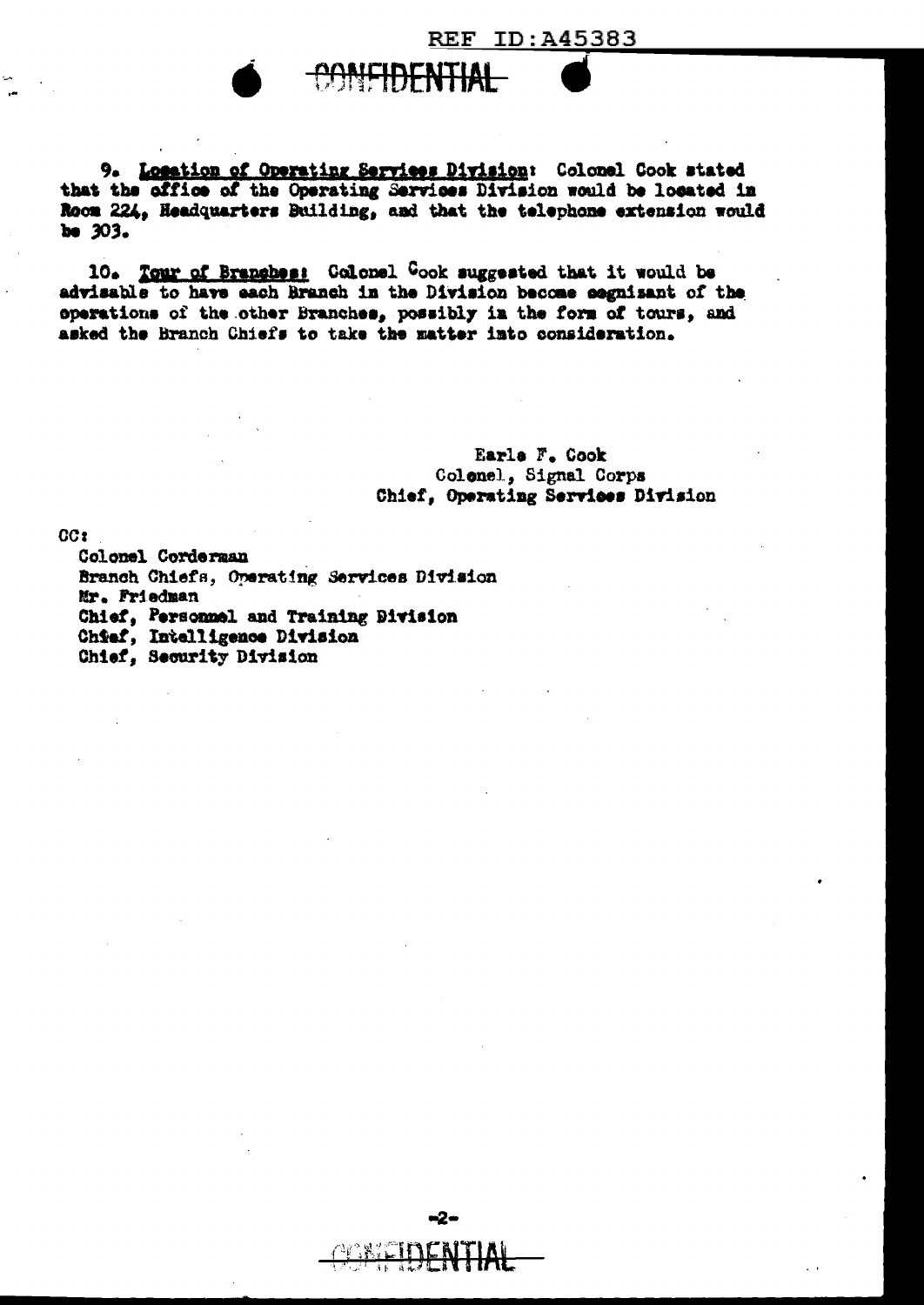CONFIDENTIAL

9. Location of Operating Services Division: Colonel Cook stated that the office of the Operating Services Division would be located in Room 224, Headquarters Building, and that the telephone extension would be 303.

10. Tour of Branches: Colonel Cook suggested that it would be advisable to have each Branch in the Division become cognizant of the operations of the other Branches, possibly in the form of tours, and asked the Branch Chiefs to take the matter into consideration.

Earle F. Cook
Colonel, Signal Corps
Chief, Operating Services Division

CC:

Colonel Corderman
Branch Chiefs, Operating Services Division
Mr. Friedman
Chief, Personnel and Training Division
Chief, Intelligence Division
Chief, Security Division

CONFIDENTIAL